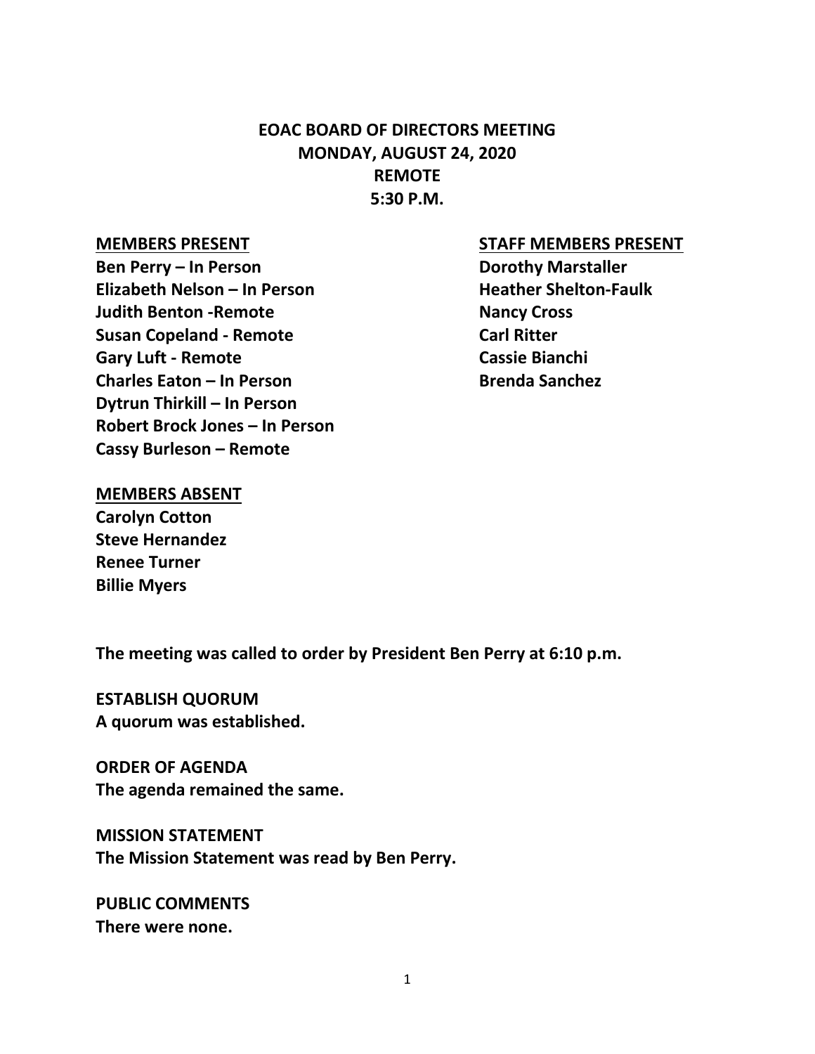# EOAC BOARD OF DIRECTORS MEETING
## MONDAY, AUGUST 24, 2020
## REMOTE
## 5:30 P.M.

**MEMBERS PRESENT**

**Ben Perry – In Person**
**Elizabeth Nelson – In Person**
**Judith Benton -Remote**
**Susan Copeland - Remote**
**Gary Luft - Remote**
**Charles Eaton – In Person**
**Dytrun Thirkill – In Person**
**Robert Brock Jones – In Person**
**Cassy Burleson – Remote**

**STAFF MEMBERS PRESENT**

**Dorothy Marstaller**
**Heather Shelton-Faulk**
**Nancy Cross**
**Carl Ritter**
**Cassie Bianchi**
**Brenda Sanchez**

**MEMBERS ABSENT**

**Carolyn Cotton**
**Steve Hernandez**
**Renee Turner**
**Billie Myers**

**The meeting was called to order by President Ben Perry at 6:10 p.m.**

**ESTABLISH QUORUM**
**A quorum was established.**

**ORDER OF AGENDA**
**The agenda remained the same.**

**MISSION STATEMENT**
**The Mission Statement was read by Ben Perry.**

**PUBLIC COMMENTS**
**There were none.**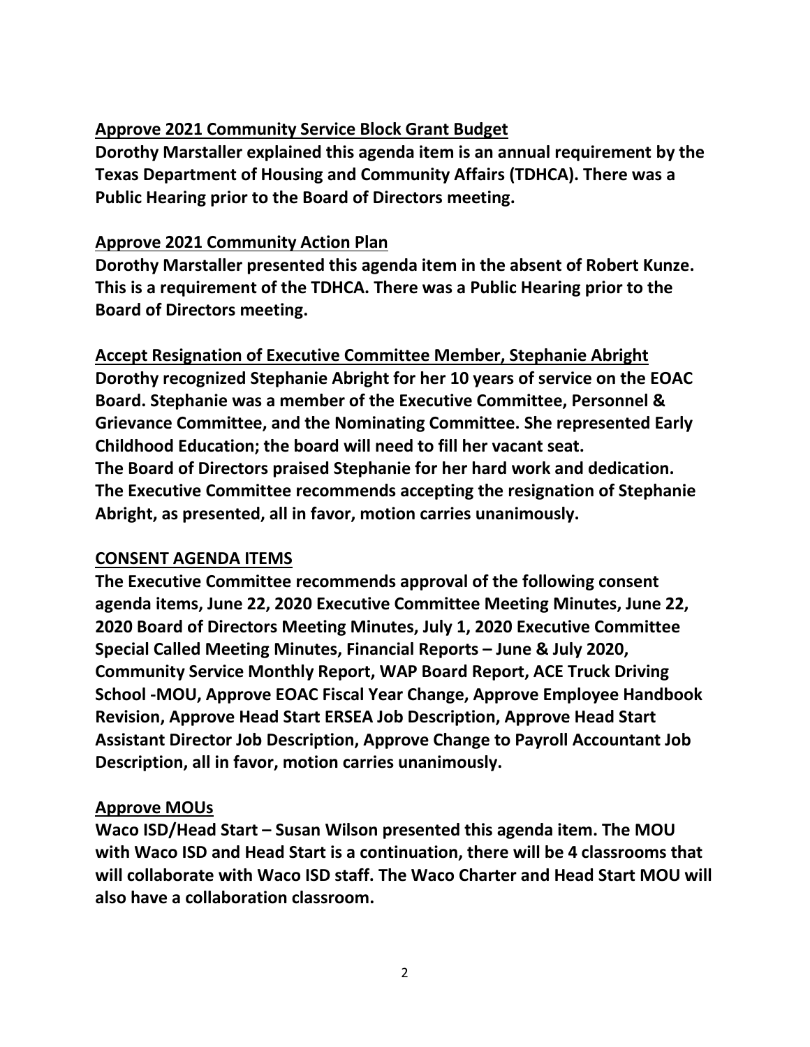**<u>Approve 2021 Community Service Block Grant Budget</u>**
**Dorothy Marstaller explained this agenda item is an annual requirement by the Texas Department of Housing and Community Affairs (TDHCA). There was a Public Hearing prior to the Board of Directors meeting.**

**<u>Approve 2021 Community Action Plan</u>**
**Dorothy Marstaller presented this agenda item in the absent of Robert Kunze. This is a requirement of the TDHCA. There was a Public Hearing prior to the Board of Directors meeting.**

**<u>Accept Resignation of Executive Committee Member, Stephanie Abright</u>**
**Dorothy recognized Stephanie Abright for her 10 years of service on the EOAC Board. Stephanie was a member of the Executive Committee, Personnel & Grievance Committee, and the Nominating Committee. She represented Early Childhood Education; the board will need to fill her vacant seat.**
**The Board of Directors praised Stephanie for her hard work and dedication. The Executive Committee recommends accepting the resignation of Stephanie Abright, as presented, all in favor, motion carries unanimously.**

**<u>CONSENT AGENDA ITEMS</u>**
**The Executive Committee recommends approval of the following consent agenda items, June 22, 2020 Executive Committee Meeting Minutes, June 22, 2020 Board of Directors Meeting Minutes, July 1, 2020 Executive Committee Special Called Meeting Minutes, Financial Reports – June & July 2020, Community Service Monthly Report, WAP Board Report, ACE Truck Driving School -MOU, Approve EOAC Fiscal Year Change, Approve Employee Handbook Revision, Approve Head Start ERSEA Job Description, Approve Head Start Assistant Director Job Description, Approve Change to Payroll Accountant Job Description, all in favor, motion carries unanimously.**

**<u>Approve MOUs</u>**
**Waco ISD/Head Start – Susan Wilson presented this agenda item. The MOU with Waco ISD and Head Start is a continuation, there will be 4 classrooms that will collaborate with Waco ISD staff. The Waco Charter and Head Start MOU will also have a collaboration classroom.**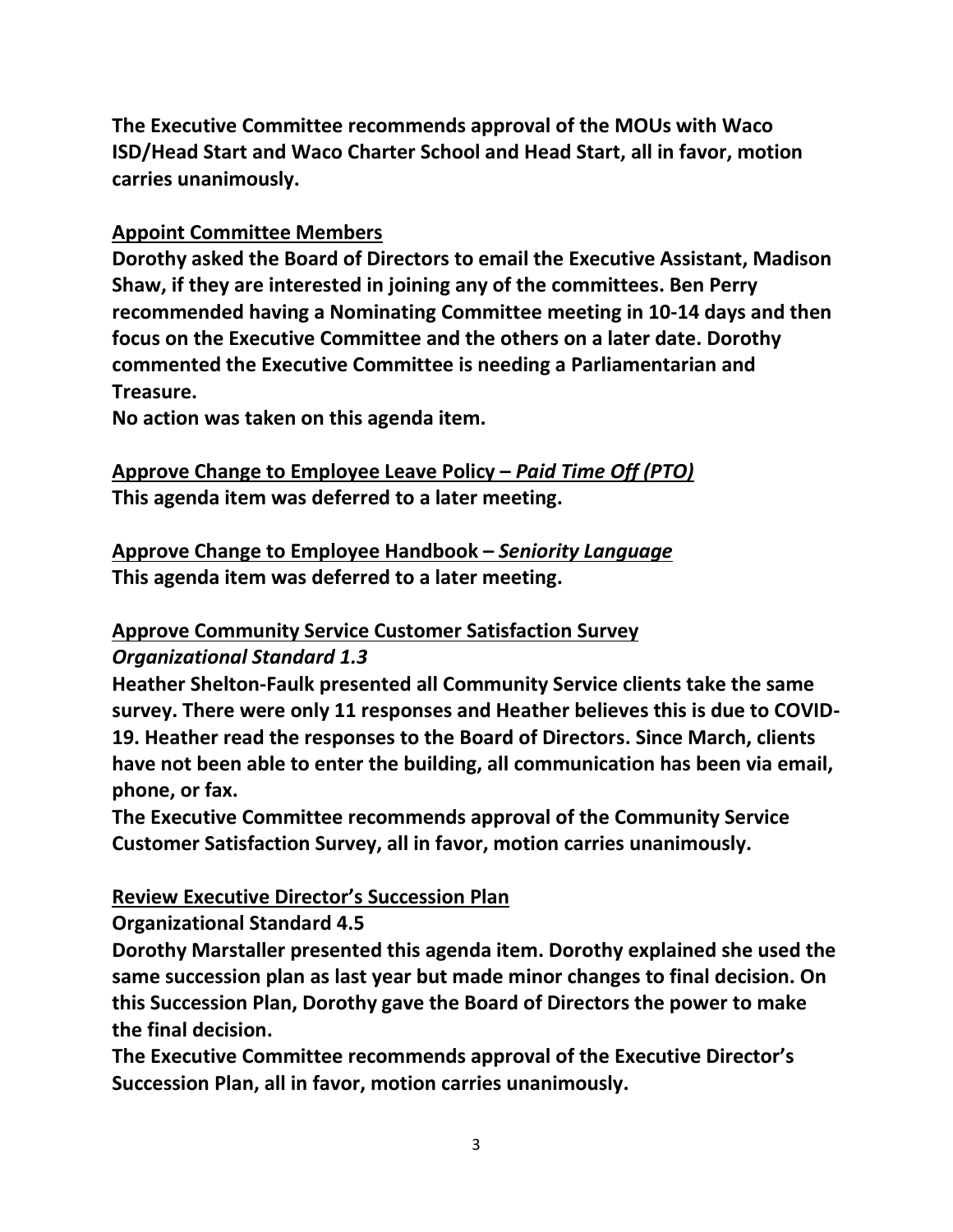**The Executive Committee recommends approval of the MOUs with Waco ISD/Head Start and Waco Charter School and Head Start, all in favor, motion carries unanimously.**

**<u>Appoint Committee Members</u>**

**Dorothy asked the Board of Directors to email the Executive Assistant, Madison Shaw, if they are interested in joining any of the committees. Ben Perry recommended having a Nominating Committee meeting in 10-14 days and then focus on the Executive Committee and the others on a later date. Dorothy commented the Executive Committee is needing a Parliamentarian and Treasure.**

**No action was taken on this agenda item.**

**<u>Approve Change to Employee Leave Policy – *Paid Time Off (PTO)*</u>**

**This agenda item was deferred to a later meeting.**

**<u>Approve Change to Employee Handbook – *Seniority Language*</u>**

**This agenda item was deferred to a later meeting.**

**<u>Approve Community Service Customer Satisfaction Survey</u>**

***Organizational Standard 1.3***

**Heather Shelton-Faulk presented all Community Service clients take the same survey. There were only 11 responses and Heather believes this is due to COVID-19. Heather read the responses to the Board of Directors. Since March, clients have not been able to enter the building, all communication has been via email, phone, or fax.**

**The Executive Committee recommends approval of the Community Service Customer Satisfaction Survey, all in favor, motion carries unanimously.**

**<u>Review Executive Director's Succession Plan</u>**

**Organizational Standard 4.5**

**Dorothy Marstaller presented this agenda item. Dorothy explained she used the same succession plan as last year but made minor changes to final decision. On this Succession Plan, Dorothy gave the Board of Directors the power to make the final decision.**

**The Executive Committee recommends approval of the Executive Director's Succession Plan, all in favor, motion carries unanimously.**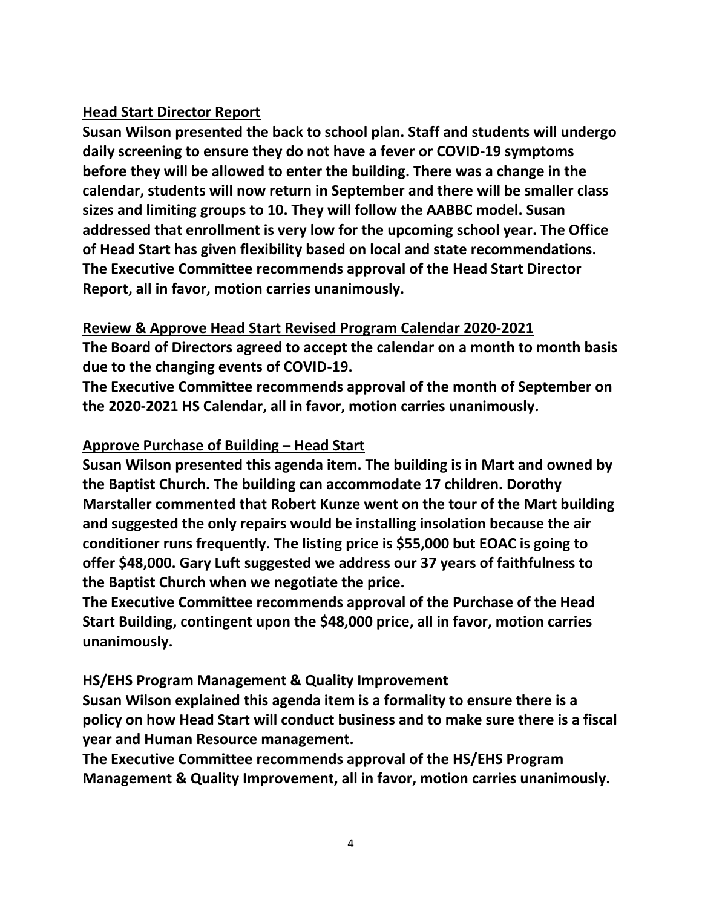**<u>Head Start Director Report</u>**

**Susan Wilson presented the back to school plan. Staff and students will undergo daily screening to ensure they do not have a fever or COVID-19 symptoms before they will be allowed to enter the building. There was a change in the calendar, students will now return in September and there will be smaller class sizes and limiting groups to 10. They will follow the AABBC model. Susan addressed that enrollment is very low for the upcoming school year. The Office of Head Start has given flexibility based on local and state recommendations. The Executive Committee recommends approval of the Head Start Director Report, all in favor, motion carries unanimously.**

**<u>Review & Approve Head Start Revised Program Calendar 2020-2021</u>**

**The Board of Directors agreed to accept the calendar on a month to month basis due to the changing events of COVID-19.**

**The Executive Committee recommends approval of the month of September on the 2020-2021 HS Calendar, all in favor, motion carries unanimously.**

**<u>Approve Purchase of Building – Head Start</u>**

**Susan Wilson presented this agenda item. The building is in Mart and owned by the Baptist Church. The building can accommodate 17 children. Dorothy Marstaller commented that Robert Kunze went on the tour of the Mart building and suggested the only repairs would be installing insolation because the air conditioner runs frequently. The listing price is $55,000 but EOAC is going to offer $48,000. Gary Luft suggested we address our 37 years of faithfulness to the Baptist Church when we negotiate the price.**

**The Executive Committee recommends approval of the Purchase of the Head Start Building, contingent upon the $48,000 price, all in favor, motion carries unanimously.**

**<u>HS/EHS Program Management & Quality Improvement</u>**

**Susan Wilson explained this agenda item is a formality to ensure there is a policy on how Head Start will conduct business and to make sure there is a fiscal year and Human Resource management.**

**The Executive Committee recommends approval of the HS/EHS Program Management & Quality Improvement, all in favor, motion carries unanimously.**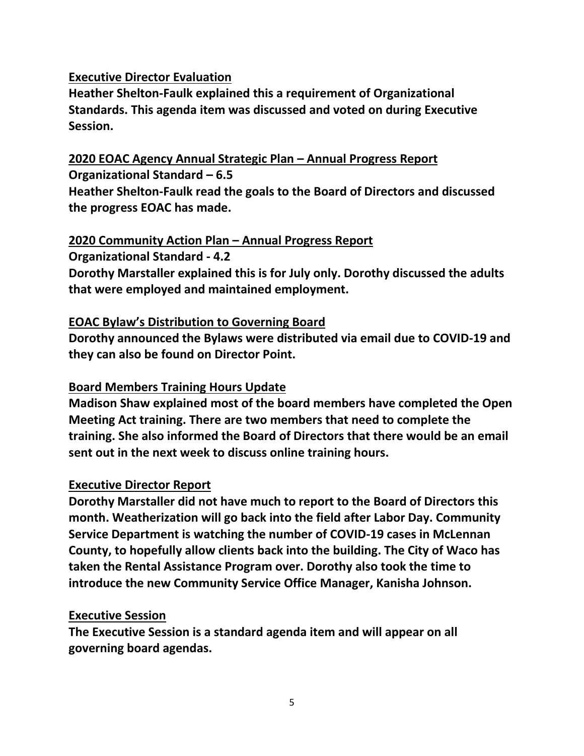**<u>Executive Director Evaluation</u>**

**Heather Shelton-Faulk explained this a requirement of Organizational Standards. This agenda item was discussed and voted on during Executive Session.**

**<u>2020 EOAC Agency Annual Strategic Plan – Annual Progress Report</u>**

**Organizational Standard – 6.5**

**Heather Shelton-Faulk read the goals to the Board of Directors and discussed the progress EOAC has made.**

**<u>2020 Community Action Plan – Annual Progress Report</u>**

**Organizational Standard - 4.2**

**Dorothy Marstaller explained this is for July only. Dorothy discussed the adults that were employed and maintained employment.**

**<u>EOAC Bylaw's Distribution to Governing Board</u>**

**Dorothy announced the Bylaws were distributed via email due to COVID-19 and they can also be found on Director Point.**

**<u>Board Members Training Hours Update</u>**

**Madison Shaw explained most of the board members have completed the Open Meeting Act training. There are two members that need to complete the training. She also informed the Board of Directors that there would be an email sent out in the next week to discuss online training hours.**

**<u>Executive Director Report</u>**

**Dorothy Marstaller did not have much to report to the Board of Directors this month. Weatherization will go back into the field after Labor Day. Community Service Department is watching the number of COVID-19 cases in McLennan County, to hopefully allow clients back into the building. The City of Waco has taken the Rental Assistance Program over. Dorothy also took the time to introduce the new Community Service Office Manager, Kanisha Johnson.**

**<u>Executive Session</u>**

**The Executive Session is a standard agenda item and will appear on all governing board agendas.**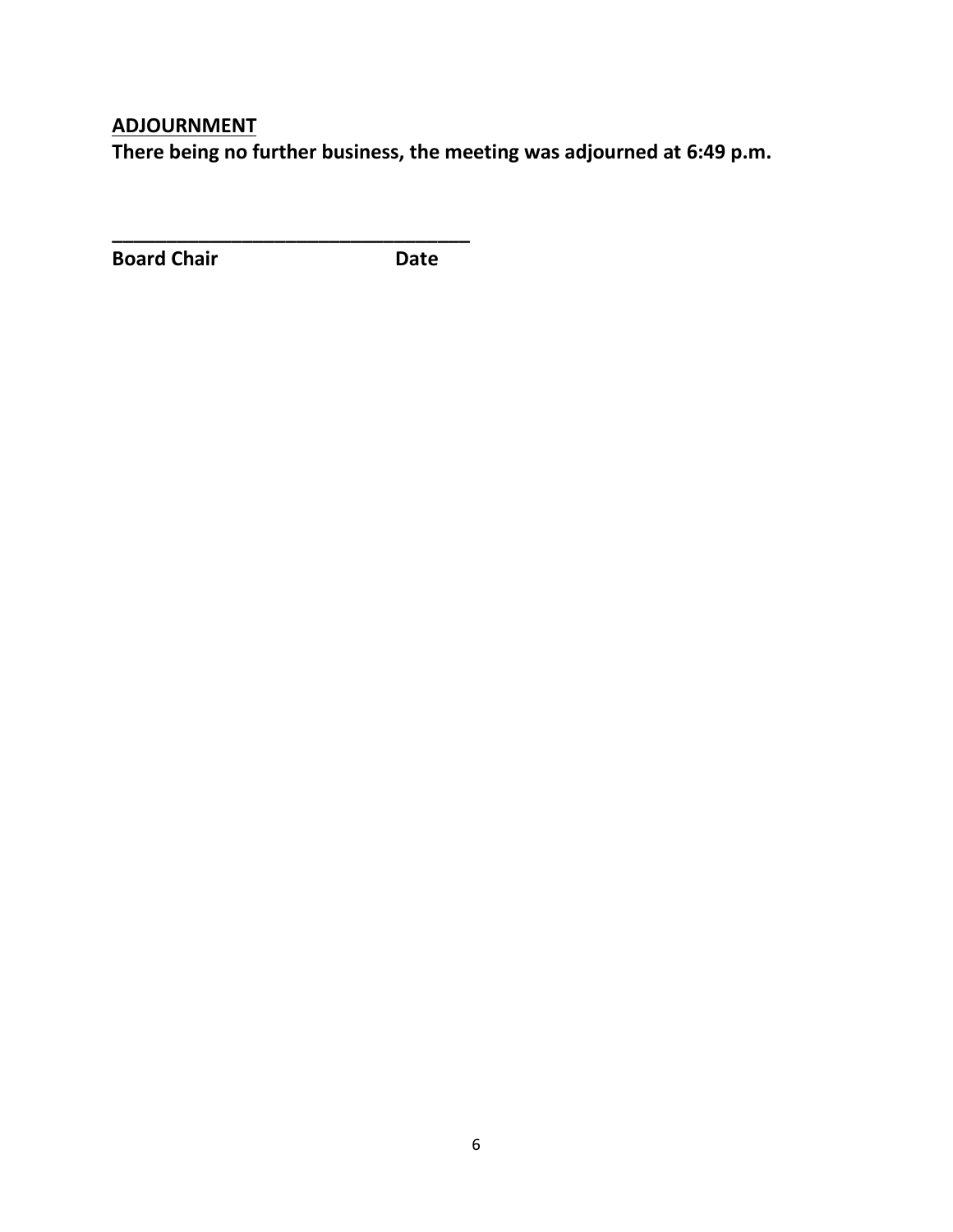**<u>ADJOURNMENT</u>**

**There being no further business, the meeting was adjourned at 6:49 p.m.**

**__________________________________**

**Board Chair Date**